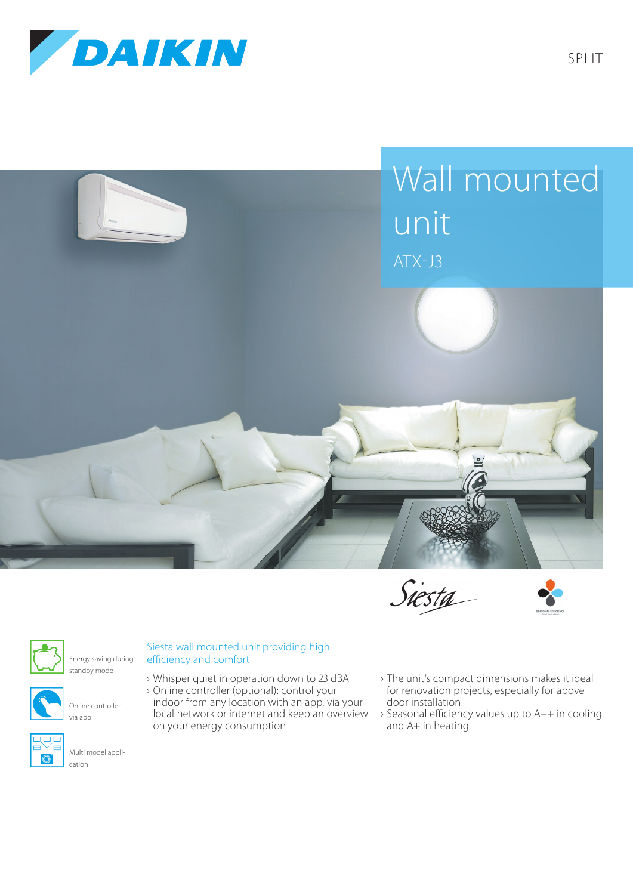SPLIT

# Wall mounted unit

ATX-J3

Siesta

Energy saving during standby mode

Online controller via app

Multi model application

## Siesta wall mounted unit providing high efficiency and comfort

- Whisper quiet in operation down to 23 dBA
- Online controller (optional): control your indoor from any location with an app, via your local network or internet and keep an overview on your energy consumption
- The unit's compact dimensions makes it ideal for renovation projects, especially for above door installation
- Seasonal efficiency values up to A++ in cooling and A+ in heating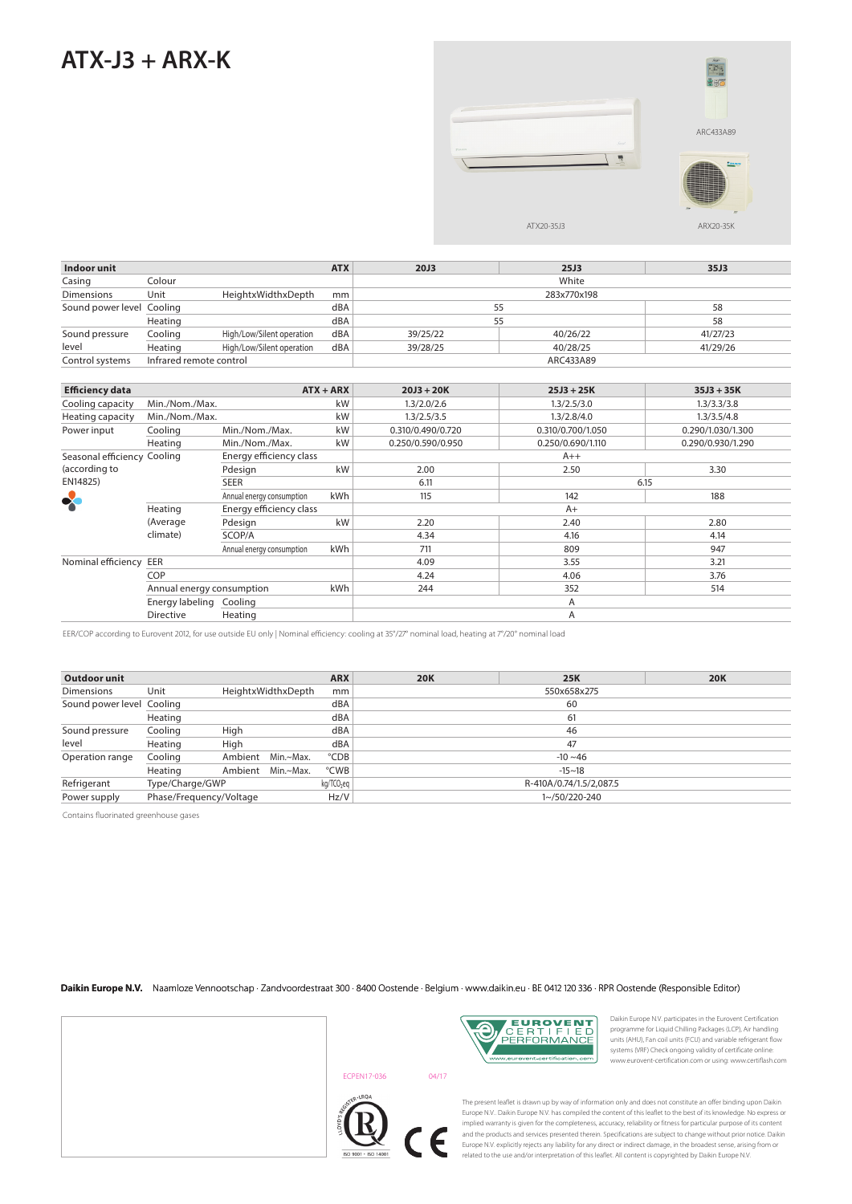# ATX-J3 + ARX-K

ARC433A89

ATX20-35J3

ARX20-35K

| Indoor unit | | | ATX | 20J3 | 25J3 | 35J3 |
|---|---|---|---|---|---|---|
| Casing | Colour | | | White | | |
| Dimensions | Unit | HeightxWidthxDepth | mm | 283x770x198 | | |
| Sound power level | Cooling | | dBA | 55 | | 58 |
| | Heating | | dBA | 55 | | 58 |
| Sound pressure level | Cooling | High/Low/Silent operation | dBA | 39/25/22 | 40/26/22 | 41/27/23 |
| | Heating | High/Low/Silent operation | dBA | 39/28/25 | 40/28/25 | 41/29/26 |
| Control systems | Infrared remote control | | | ARC433A89 | | |

| Efficiency data | | | ATX + ARX | 20J3 + 20K | 25J3 + 25K | 35J3 + 35K |
|---|---|---|---|---|---|---|
| Cooling capacity | Min./Nom./Max. | | kW | 1.3/2.0/2.6 | 1.3/2.5/3.0 | 1.3/3.3/3.8 |
| Heating capacity | Min./Nom./Max. | | kW | 1.3/2.5/3.5 | 1.3/2.8/4.0 | 1.3/3.5/4.8 |
| Power input | Cooling | Min./Nom./Max. | kW | 0.310/0.490/0.720 | 0.310/0.700/1.050 | 0.290/1.030/1.300 |
| | Heating | Min./Nom./Max. | kW | 0.250/0.590/0.950 | 0.250/0.690/1.110 | 0.290/0.930/1.290 |
| Seasonal efficiency (according to EN14825) | Cooling | Energy efficiency class | | A++ | | |
| | | Pdesign | kW | 2.00 | 2.50 | 3.30 |
| | | SEER | | 6.11 | 6.15 | |
| | | Annual energy consumption | kWh | 115 | 142 | 188 |
| | Heating (Average climate) | Energy efficiency class | | A+ | | |
| | | Pdesign | kW | 2.20 | 2.40 | 2.80 |
| | | SCOP/A | | 4.34 | 4.16 | 4.14 |
| | | Annual energy consumption | kWh | 711 | 809 | 947 |
| Nominal efficiency | EER | | | 4.09 | 3.55 | 3.21 |
| | COP | | | 4.24 | 4.06 | 3.76 |
| | Annual energy consumption | | kWh | 244 | 352 | 514 |
| | Energy labeling Directive | Cooling | | A | | |
| | | Heating | | A | | |

EER/COP according to Eurovent 2012, for use outside EU only | Nominal efficiency: cooling at 35°/27° nominal load, heating at 7°/20° nominal load

| Outdoor unit | | | | ARX | 20K | 25K | 20K |
|---|---|---|---|---|---|---|---|
| Dimensions | Unit | HeightxWidthxDepth | | mm | 550x658x275 | | |
| Sound power level | Cooling | | | dBA | 60 | | |
| | Heating | | | dBA | 61 | | |
| Sound pressure level | Cooling | High | | dBA | 46 | | |
| | Heating | High | | dBA | 47 | | |
| Operation range | Cooling | Ambient | Min.~Max. | °CDB | -10 ~46 | | |
| | Heating | Ambient | Min.~Max. | °CWB | -15~18 | | |
| Refrigerant | Type/Charge/GWP | | | kg/$TCO_2$eq | R-410A/0.74/1.5/2,087.5 | | |
| Power supply | Phase/Frequency/Voltage | | | Hz/V | 1~/50/220-240 | | |

Contains fluorinated greenhouse gases

**Daikin Europe N.V.** Naamloze Vennootschap · Zandvoordestraat 300 · 8400 Oostende · Belgium · www.daikin.eu · BE 0412 120 336 · RPR Oostende (Responsible Editor)

EUROVENT CERTIFIED PERFORMANCE www.eurovent-certification.com

Daikin Europe N.V. participates in the Eurovent Certification programme for Liquid Chilling Packages (LCP), Air handling units (AHU), Fan coil units (FCU) and variable refrigerant flow systems (VRF) Check ongoing validity of certificate online: www.eurovent-certification.com or using: www.certiflash.com

ECPEN17-036 04/17

LLOYD'S REGISTER LRQA ISO 9001 · ISO 14001

The present leaflet is drawn up by way of information only and does not constitute an offer binding upon Daikin Europe N.V.. Daikin Europe N.V. has compiled the content of this leaflet to the best of its knowledge. No express or implied warranty is given for the completeness, accuracy, reliability or fitness for particular purpose of its content and the products and services presented therein. Specifications are subject to change without prior notice. Daikin Europe N.V. explicitly rejects any liability for any direct or indirect damage, in the broadest sense, arising from or related to the use and/or interpretation of this leaflet. All content is copyrighted by Daikin Europe N.V.